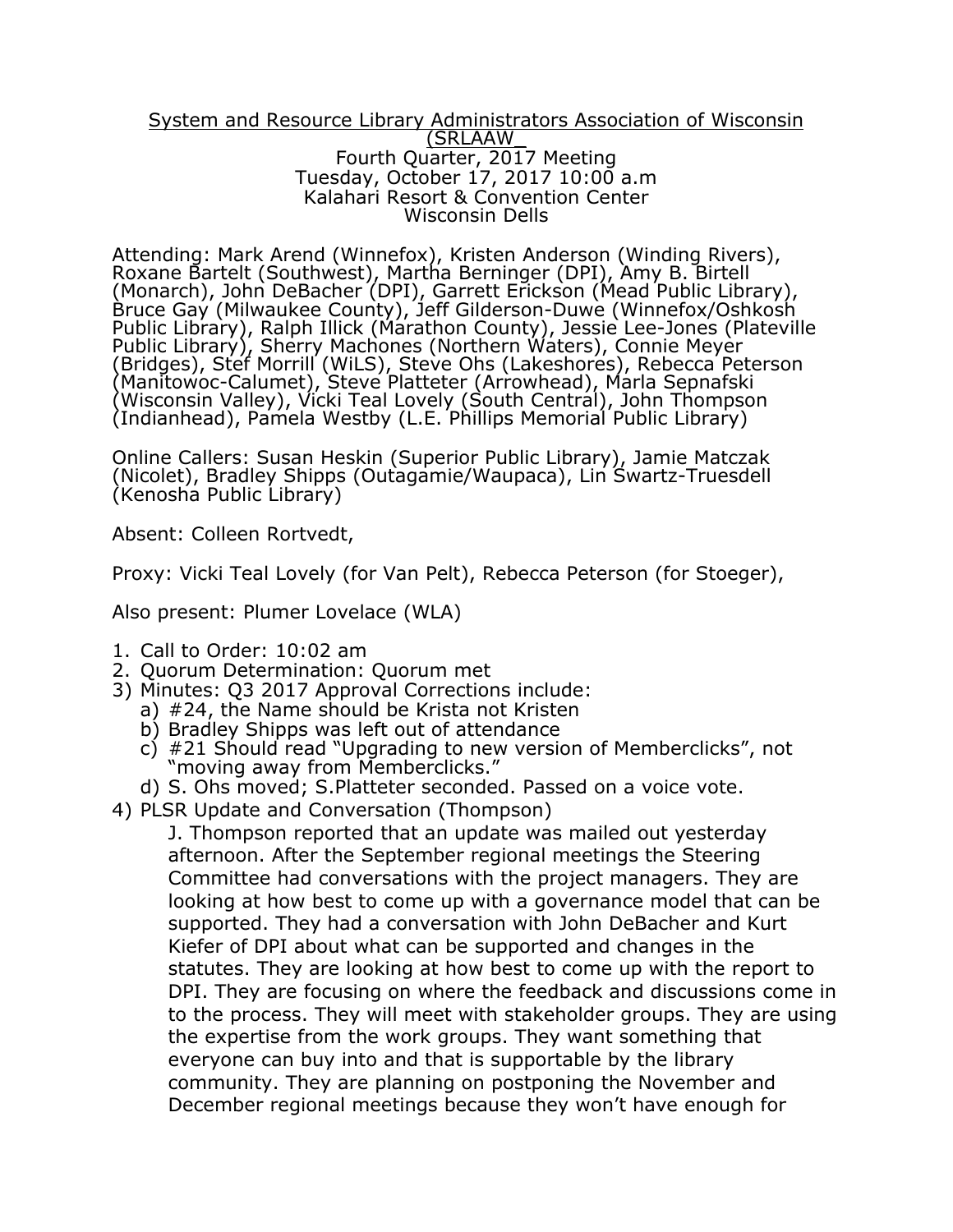System and Resource Library Administrators Association of Wisconsin (SRLAAW_
Fourth Quarter, 2017 Meeting
Tuesday, October 17, 2017 10:00 a.m
Kalahari Resort & Convention Center
Wisconsin Dells

Attending: Mark Arend (Winnefox), Kristen Anderson (Winding Rivers), Roxane Bartelt (Southwest), Martha Berninger (DPI), Amy B. Birtell (Monarch), John DeBacher (DPI), Garrett Erickson (Mead Public Library), Bruce Gay (Milwaukee County), Jeff Gilderson-Duwe (Winnefox/Oshkosh Public Library), Ralph Illick (Marathon County), Jessie Lee-Jones (Platteville Public Library), Sherry Machones (Northern Waters), Connie Meyer (Bridges), Stef Morrill (WiLS), Steve Ohs (Lakeshores), Rebecca Peterson (Manitowoc-Calumet), Steve Platteter (Arrowhead), Marla Sepnafski (Wisconsin Valley), Vicki Teal Lovely (South Central), John Thompson (Indianhead), Pamela Westby (L.E. Phillips Memorial Public Library)

Online Callers: Susan Heskin (Superior Public Library), Jamie Matczak (Nicolet), Bradley Shipps (Outagamie/Waupaca), Lin Swartz-Truesdell (Kenosha Public Library)

Absent: Colleen Rortvedt,

Proxy: Vicki Teal Lovely (for Van Pelt), Rebecca Peterson (for Stoeger),

Also present: Plumer Lovelace (WLA)

1. Call to Order: 10:02 am
2. Quorum Determination: Quorum met
3) Minutes: Q3 2017 Approval Corrections include:
   a) #24, the Name should be Krista not Kristen
   b) Bradley Shipps was left out of attendance
   c) #21 Should read "Upgrading to new version of Memberclicks", not "moving away from Memberclicks."
   d) S. Ohs moved; S.Platteter seconded. Passed on a voice vote.
4) PLSR Update and Conversation (Thompson)

   J. Thompson reported that an update was mailed out yesterday afternoon. After the September regional meetings the Steering Committee had conversations with the project managers. They are looking at how best to come up with a governance model that can be supported. They had a conversation with John DeBacher and Kurt Kiefer of DPI about what can be supported and changes in the statutes. They are looking at how best to come up with the report to DPI. They are focusing on where the feedback and discussions come in to the process. They will meet with stakeholder groups. They are using the expertise from the work groups. They want something that everyone can buy into and that is supportable by the library community. They are planning on postponing the November and December regional meetings because they won't have enough for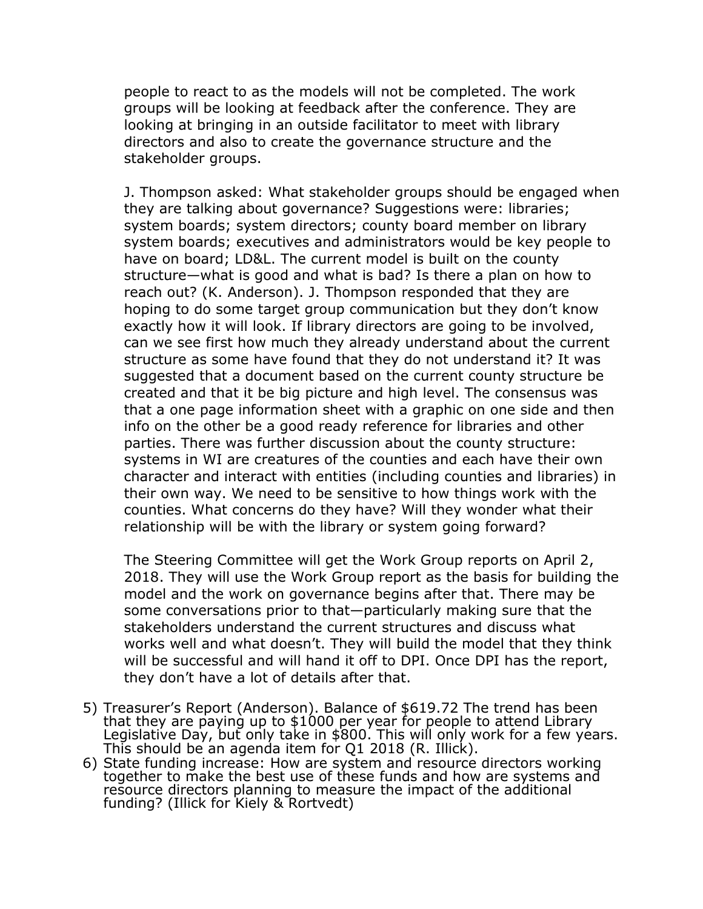people to react to as the models will not be completed. The work groups will be looking at feedback after the conference. They are looking at bringing in an outside facilitator to meet with library directors and also to create the governance structure and the stakeholder groups.

J. Thompson asked: What stakeholder groups should be engaged when they are talking about governance? Suggestions were: libraries; system boards; system directors; county board member on library system boards; executives and administrators would be key people to have on board; LD&L. The current model is built on the county structure—what is good and what is bad? Is there a plan on how to reach out? (K. Anderson). J. Thompson responded that they are hoping to do some target group communication but they don't know exactly how it will look. If library directors are going to be involved, can we see first how much they already understand about the current structure as some have found that they do not understand it? It was suggested that a document based on the current county structure be created and that it be big picture and high level. The consensus was that a one page information sheet with a graphic on one side and then info on the other be a good ready reference for libraries and other parties. There was further discussion about the county structure: systems in WI are creatures of the counties and each have their own character and interact with entities (including counties and libraries) in their own way. We need to be sensitive to how things work with the counties. What concerns do they have? Will they wonder what their relationship will be with the library or system going forward?

The Steering Committee will get the Work Group reports on April 2, 2018. They will use the Work Group report as the basis for building the model and the work on governance begins after that. There may be some conversations prior to that—particularly making sure that the stakeholders understand the current structures and discuss what works well and what doesn't. They will build the model that they think will be successful and will hand it off to DPI. Once DPI has the report, they don't have a lot of details after that.

5) Treasurer's Report (Anderson). Balance of $619.72 The trend has been that they are paying up to $1000 per year for people to attend Library Legislative Day, but only take in $800. This will only work for a few years. This should be an agenda item for Q1 2018 (R. Illick).
6) State funding increase: How are system and resource directors working together to make the best use of these funds and how are systems and resource directors planning to measure the impact of the additional funding? (Illick for Kiely & Rortvedt)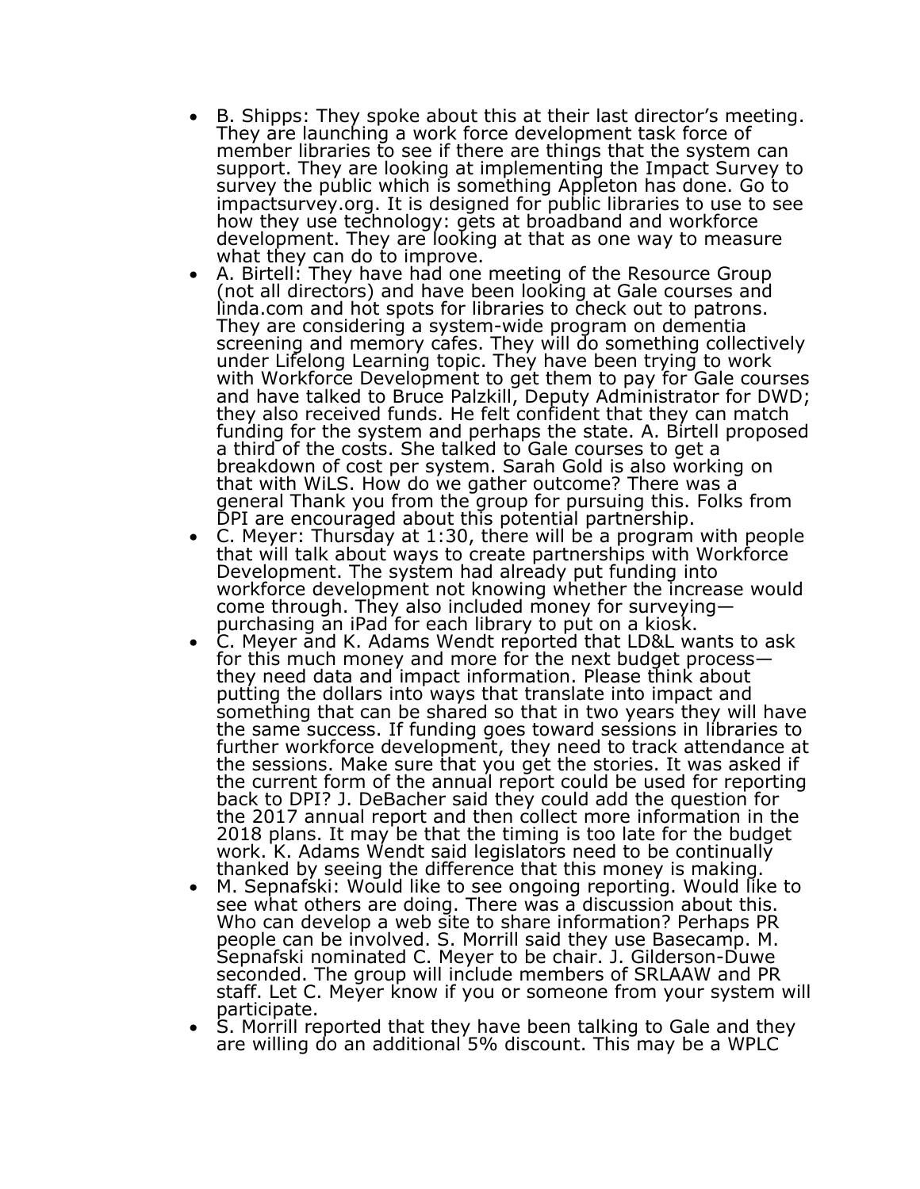- B. Shipps: They spoke about this at their last director's meeting. They are launching a work force development task force of member libraries to see if there are things that the system can support. They are looking at implementing the Impact Survey to survey the public which is something Appleton has done. Go to impactsurvey.org. It is designed for public libraries to use to see how they use technology: gets at broadband and workforce development. They are looking at that as one way to measure what they can do to improve.
- A. Birtell: They have had one meeting of the Resource Group (not all directors) and have been looking at Gale courses and linda.com and hot spots for libraries to check out to patrons. They are considering a system-wide program on dementia screening and memory cafes. They will do something collectively under Lifelong Learning topic. They have been trying to work with Workforce Development to get them to pay for Gale courses and have talked to Bruce Palzkill, Deputy Administrator for DWD; they also received funds. He felt confident that they can match funding for the system and perhaps the state. A. Birtell proposed a third of the costs. She talked to Gale courses to get a breakdown of cost per system. Sarah Gold is also working on that with WiLS. How do we gather outcome? There was a general Thank you from the group for pursuing this. Folks from DPI are encouraged about this potential partnership.
- C. Meyer: Thursday at 1:30, there will be a program with people that will talk about ways to create partnerships with Workforce Development. The system had already put funding into workforce development not knowing whether the increase would come through. They also included money for surveying—purchasing an iPad for each library to put on a kiosk.
- C. Meyer and K. Adams Wendt reported that LD&L wants to ask for this much money and more for the next budget process—they need data and impact information. Please think about putting the dollars into ways that translate into impact and something that can be shared so that in two years they will have the same success. If funding goes toward sessions in libraries to further workforce development, they need to track attendance at the sessions. Make sure that you get the stories. It was asked if the current form of the annual report could be used for reporting back to DPI? J. DeBacher said they could add the question for the 2017 annual report and then collect more information in the 2018 plans. It may be that the timing is too late for the budget work. K. Adams Wendt said legislators need to be continually thanked by seeing the difference that this money is making.
- M. Sepnafski: Would like to see ongoing reporting. Would like to see what others are doing. There was a discussion about this. Who can develop a web site to share information? Perhaps PR people can be involved. S. Morrill said they use Basecamp. M. Sepnafski nominated C. Meyer to be chair. J. Gilderson-Duwe seconded. The group will include members of SRLAAW and PR staff. Let C. Meyer know if you or someone from your system will participate.
- S. Morrill reported that they have been talking to Gale and they are willing do an additional 5% discount. This may be a WPLC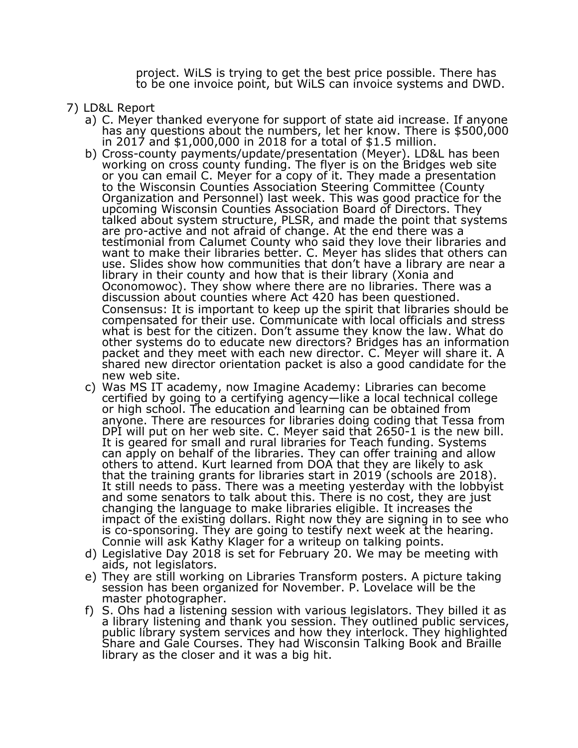project. WiLS is trying to get the best price possible. There has to be one invoice point, but WiLS can invoice systems and DWD.

7) LD&L Report
   a) C. Meyer thanked everyone for support of state aid increase. If anyone has any questions about the numbers, let her know. There is $500,000 in 2017 and $1,000,000 in 2018 for a total of $1.5 million.
   b) Cross-county payments/update/presentation (Meyer). LD&L has been working on cross county funding. The flyer is on the Bridges web site or you can email C. Meyer for a copy of it. They made a presentation to the Wisconsin Counties Association Steering Committee (County Organization and Personnel) last week. This was good practice for the upcoming Wisconsin Counties Association Board of Directors. They talked about system structure, PLSR, and made the point that systems are pro-active and not afraid of change. At the end there was a testimonial from Calumet County who said they love their libraries and want to make their libraries better. C. Meyer has slides that others can use. Slides show how communities that don't have a library are near a library in their county and how that is their library (Xonia and Oconomowoc). They show where there are no libraries. There was a discussion about counties where Act 420 has been questioned. Consensus: It is important to keep up the spirit that libraries should be compensated for their use. Communicate with local officials and stress what is best for the citizen. Don't assume they know the law. What do other systems do to educate new directors? Bridges has an information packet and they meet with each new director. C. Meyer will share it. A shared new director orientation packet is also a good candidate for the new web site.
   c) Was MS IT academy, now Imagine Academy: Libraries can become certified by going to a certifying agency—like a local technical college or high school. The education and learning can be obtained from anyone. There are resources for libraries doing coding that Tessa from DPI will put on her web site. C. Meyer said that 2650-1 is the new bill. It is geared for small and rural libraries for Teach funding. Systems can apply on behalf of the libraries. They can offer training and allow others to attend. Kurt learned from DOA that they are likely to ask that the training grants for libraries start in 2019 (schools are 2018). It still needs to pass. There was a meeting yesterday with the lobbyist and some senators to talk about this. There is no cost, they are just changing the language to make libraries eligible. It increases the impact of the existing dollars. Right now they are signing in to see who is co-sponsoring. They are going to testify next week at the hearing. Connie will ask Kathy Klager for a writeup on talking points.
   d) Legislative Day 2018 is set for February 20. We may be meeting with aids, not legislators.
   e) They are still working on Libraries Transform posters. A picture taking session has been organized for November. P. Lovelace will be the master photographer.
   f) S. Ohs had a listening session with various legislators. They billed it as a library listening and thank you session. They outlined public services, public library system services and how they interlock. They highlighted Share and Gale Courses. They had Wisconsin Talking Book and Braille library as the closer and it was a big hit.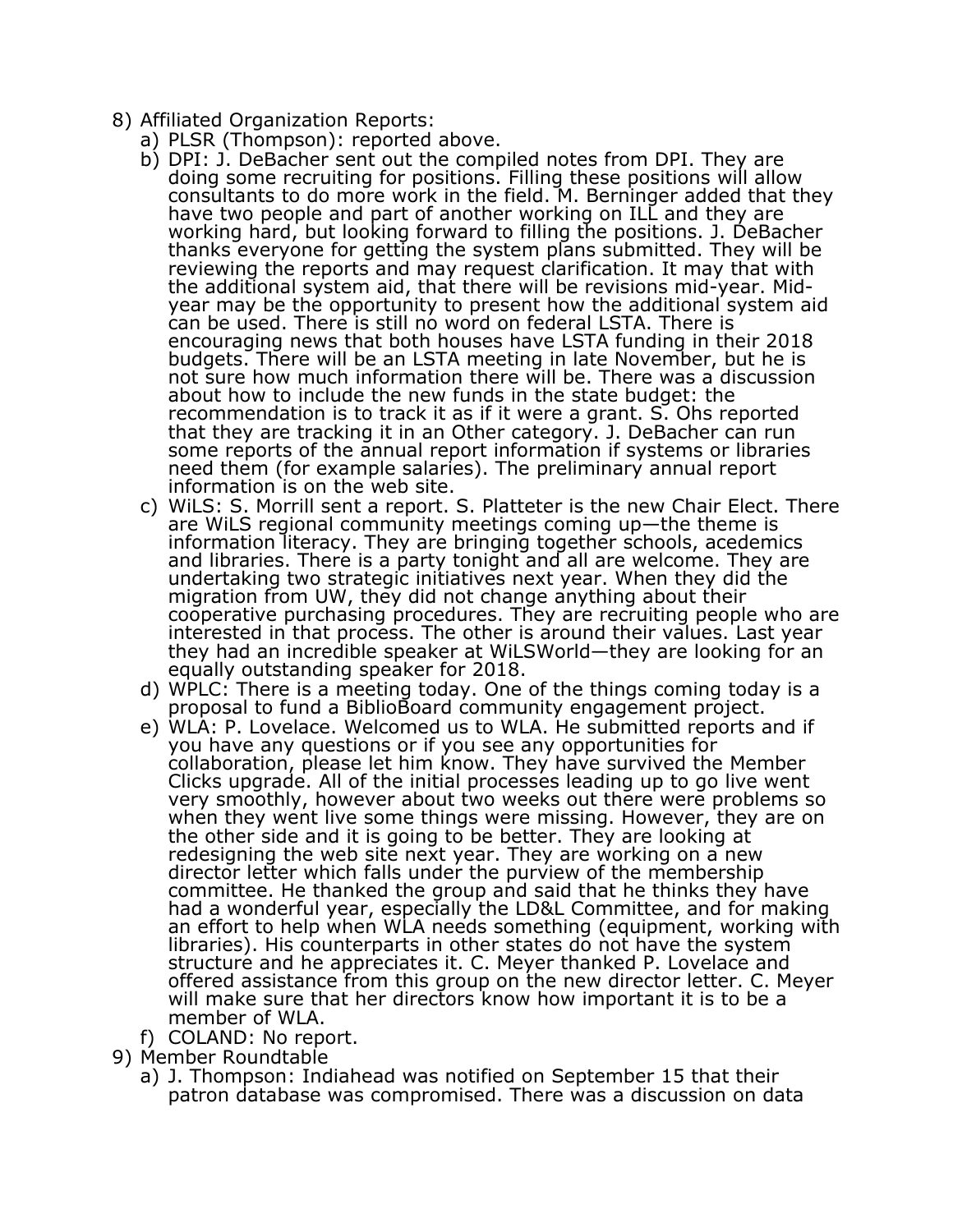8) Affiliated Organization Reports:
   a) PLSR (Thompson): reported above.
   b) DPI: J. DeBacher sent out the compiled notes from DPI. They are doing some recruiting for positions. Filling these positions will allow consultants to do more work in the field. M. Berninger added that they have two people and part of another working on ILL and they are working hard, but looking forward to filling the positions. J. DeBacher thanks everyone for getting the system plans submitted. They will be reviewing the reports and may request clarification. It may that with the additional system aid, that there will be revisions mid-year. Mid-year may be the opportunity to present how the additional system aid can be used. There is still no word on federal LSTA. There is encouraging news that both houses have LSTA funding in their 2018 budgets. There will be an LSTA meeting in late November, but he is not sure how much information there will be. There was a discussion about how to include the new funds in the state budget: the recommendation is to track it as if it were a grant. S. Ohs reported that they are tracking it in an Other category. J. DeBacher can run some reports of the annual report information if systems or libraries need them (for example salaries). The preliminary annual report information is on the web site.
   c) WiLS: S. Morrill sent a report. S. Platteter is the new Chair Elect. There are WiLS regional community meetings coming up—the theme is information literacy. They are bringing together schools, acedemics and libraries. There is a party tonight and all are welcome. They are undertaking two strategic initiatives next year. When they did the migration from UW, they did not change anything about their cooperative purchasing procedures. They are recruiting people who are interested in that process. The other is around their values. Last year they had an incredible speaker at WiLSWorld—they are looking for an equally outstanding speaker for 2018.
   d) WPLC: There is a meeting today. One of the things coming today is a proposal to fund a BiblioBoard community engagement project.
   e) WLA: P. Lovelace. Welcomed us to WLA. He submitted reports and if you have any questions or if you see any opportunities for collaboration, please let him know. They have survived the Member Clicks upgrade. All of the initial processes leading up to go live went very smoothly, however about two weeks out there were problems so when they went live some things were missing. However, they are on the other side and it is going to be better. They are looking at redesigning the web site next year. They are working on a new director letter which falls under the purview of the membership committee. He thanked the group and said that he thinks they have had a wonderful year, especially the LD&L Committee, and for making an effort to help when WLA needs something (equipment, working with libraries). His counterparts in other states do not have the system structure and he appreciates it. C. Meyer thanked P. Lovelace and offered assistance from this group on the new director letter. C. Meyer will make sure that her directors know how important it is to be a member of WLA.
   f) COLAND: No report.
9) Member Roundtable
   a) J. Thompson: Indiahead was notified on September 15 that their patron database was compromised. There was a discussion on data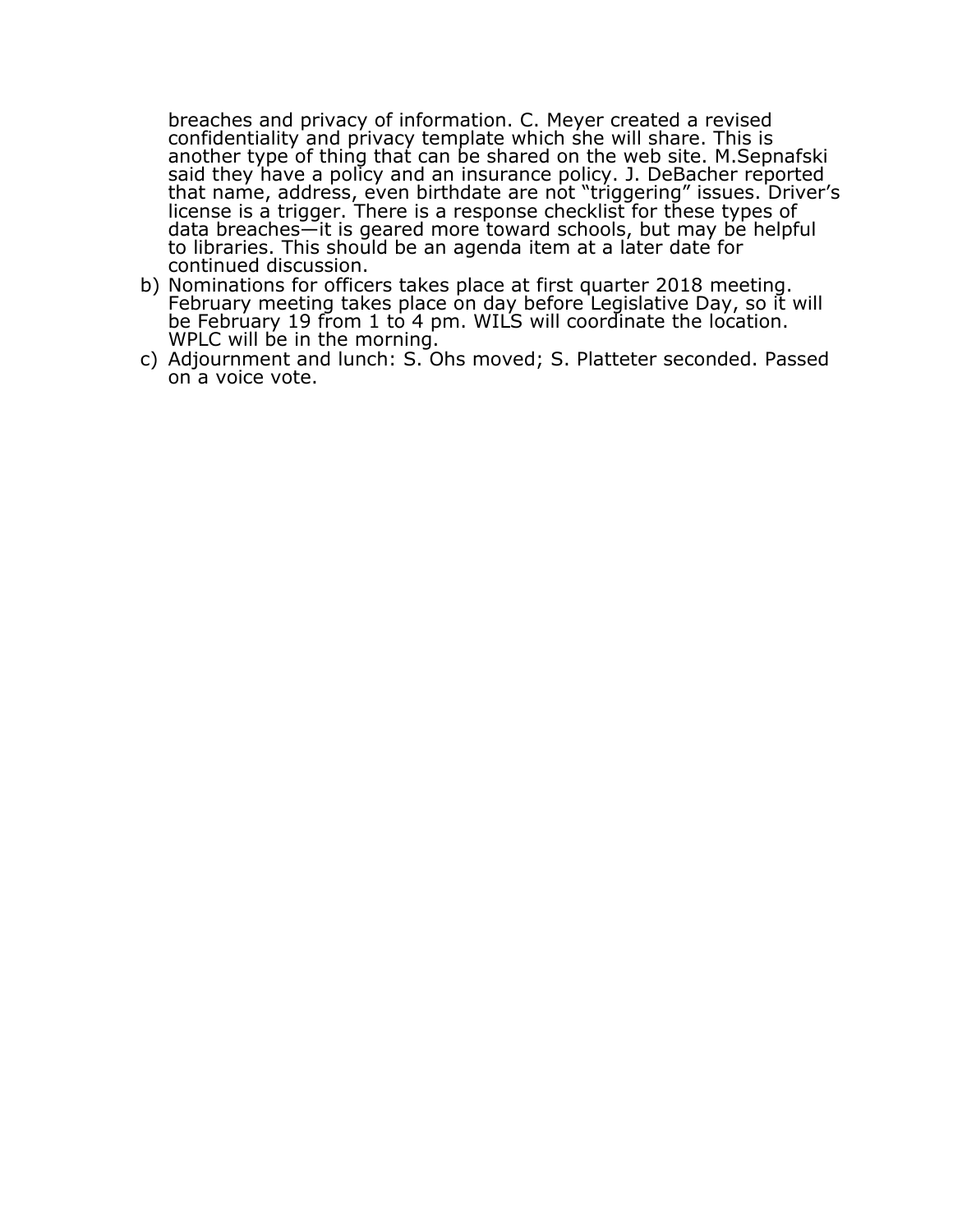breaches and privacy of information. C. Meyer created a revised confidentiality and privacy template which she will share. This is another type of thing that can be shared on the web site. M.Sepnafski said they have a policy and an insurance policy. J. DeBacher reported that name, address, even birthdate are not "triggering" issues. Driver's license is a trigger. There is a response checklist for these types of data breaches—it is geared more toward schools, but may be helpful to libraries. This should be an agenda item at a later date for continued discussion.

b) Nominations for officers takes place at first quarter 2018 meeting. February meeting takes place on day before Legislative Day, so it will be February 19 from 1 to 4 pm. WILS will coordinate the location. WPLC will be in the morning.

c) Adjournment and lunch: S. Ohs moved; S. Platteter seconded. Passed on a voice vote.